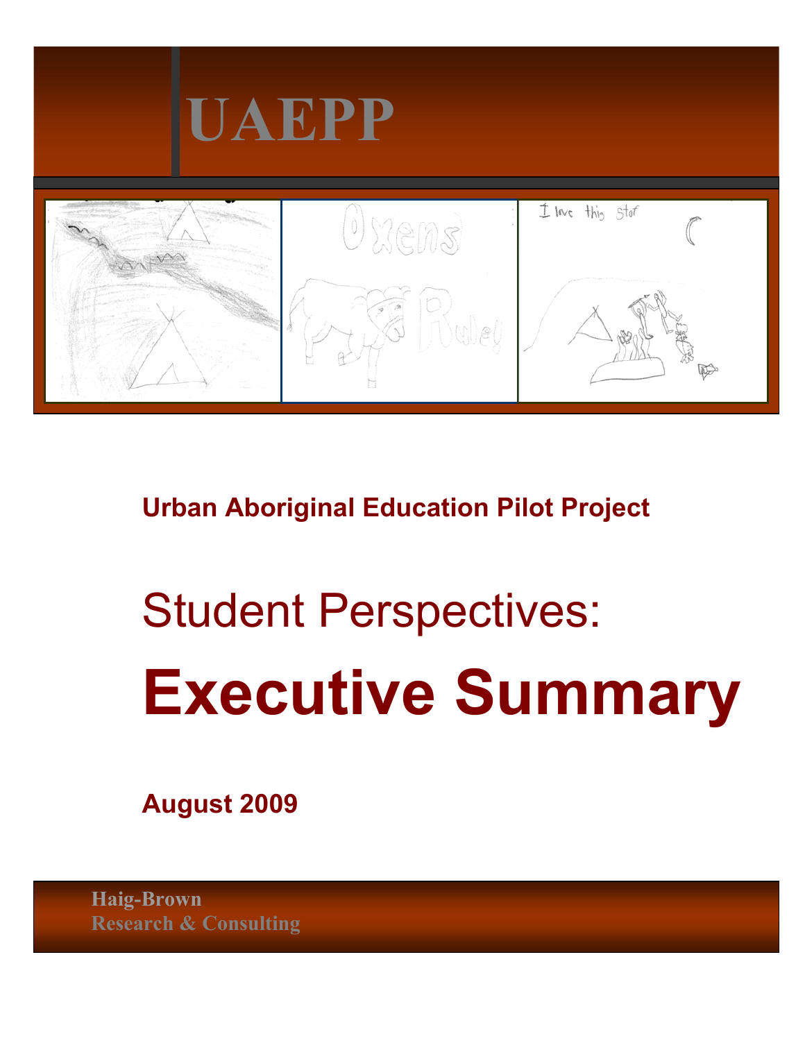# UAEPP

**Urban Aboriginal Education Pilot Project**

## Student Perspectives:

# Executive Summary

**August 2009**

**Haig-Brown**
**Research & Consulting**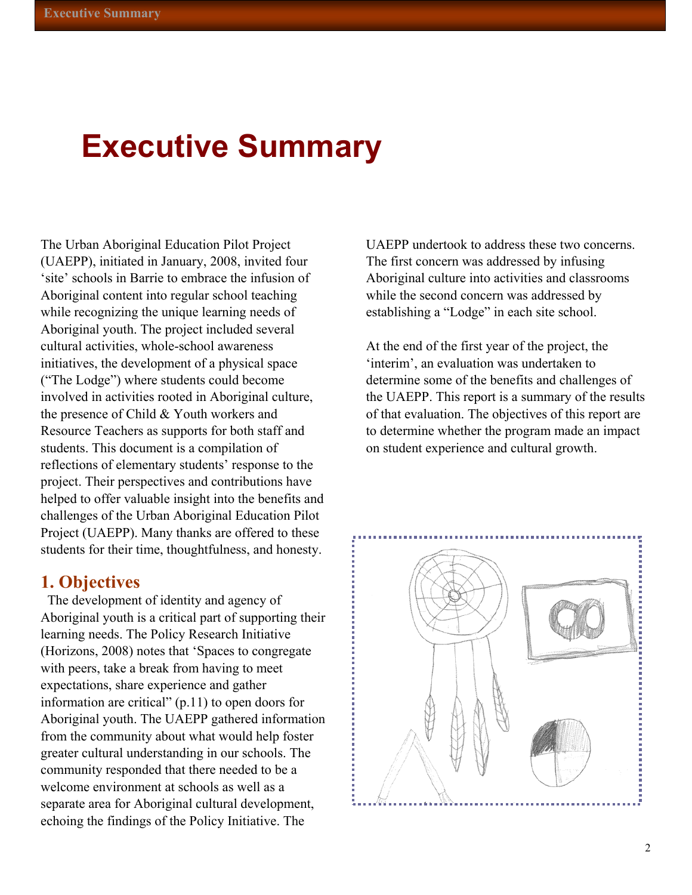# Executive Summary

The Urban Aboriginal Education Pilot Project (UAEPP), initiated in January, 2008, invited four 'site' schools in Barrie to embrace the infusion of Aboriginal content into regular school teaching while recognizing the unique learning needs of Aboriginal youth. The project included several cultural activities, whole-school awareness initiatives, the development of a physical space ("The Lodge") where students could become involved in activities rooted in Aboriginal culture, the presence of Child & Youth workers and Resource Teachers as supports for both staff and students. This document is a compilation of reflections of elementary students' response to the project. Their perspectives and contributions have helped to offer valuable insight into the benefits and challenges of the Urban Aboriginal Education Pilot Project (UAEPP). Many thanks are offered to these students for their time, thoughtfulness, and honesty.

## 1. Objectives

The development of identity and agency of Aboriginal youth is a critical part of supporting their learning needs. The Policy Research Initiative (Horizons, 2008) notes that 'Spaces to congregate with peers, take a break from having to meet expectations, share experience and gather information are critical" (p.11) to open doors for Aboriginal youth. The UAEPP gathered information from the community about what would help foster greater cultural understanding in our schools. The community responded that there needed to be a welcome environment at schools as well as a separate area for Aboriginal cultural development, echoing the findings of the Policy Initiative. The UAEPP undertook to address these two concerns. The first concern was addressed by infusing Aboriginal culture into activities and classrooms while the second concern was addressed by establishing a "Lodge" in each site school.

At the end of the first year of the project, the 'interim', an evaluation was undertaken to determine some of the benefits and challenges of the UAEPP. This report is a summary of the results of that evaluation. The objectives of this report are to determine whether the program made an impact on student experience and cultural growth.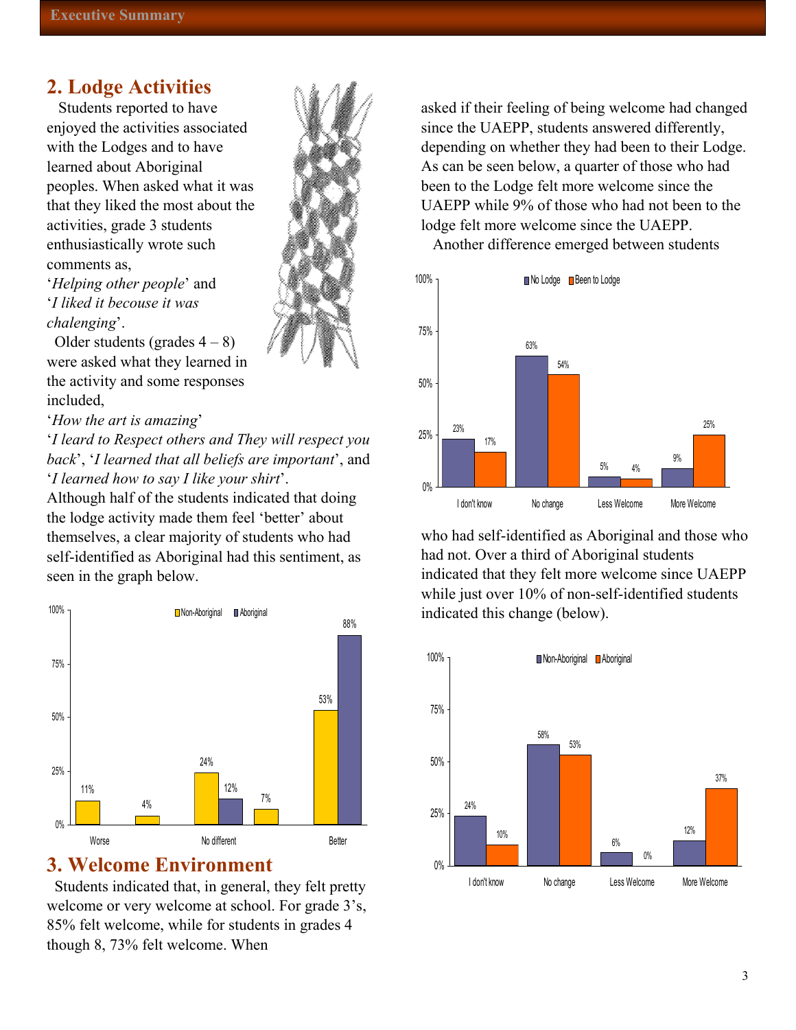## 2. Lodge Activities

Students reported to have enjoyed the activities associated with the Lodges and to have learned about Aboriginal peoples. When asked what it was that they liked the most about the activities, grade 3 students enthusiastically wrote such comments as,

'*Helping other people*' and '*I liked it becouse it was chalenging*'.

Older students (grades 4 – 8) were asked what they learned in the activity and some responses included,

'*How the art is amazing*'
'*I leard to Respect others and They will respect you back*', '*I learned that all beliefs are important*', and '*I learned how to say I like your shirt*'.

Although half of the students indicated that doing the lodge activity made them feel 'better' about themselves, a clear majority of students who had self-identified as Aboriginal had this sentiment, as seen in the graph below.

| | Non-Aboriginal | Aboriginal |
|---|---|---|
| Worse | 11% | 4% |
| No different | 24% | 12% |
| | 7% | |
| Better | 53% | 88% |

## 3. Welcome Environment

Students indicated that, in general, they felt pretty welcome or very welcome at school. For grade 3's, 85% felt welcome, while for students in grades 4 though 8, 73% felt welcome. When asked if their feeling of being welcome had changed since the UAEPP, students answered differently, depending on whether they had been to their Lodge. As can be seen below, a quarter of those who had been to the Lodge felt more welcome since the UAEPP while 9% of those who had not been to the lodge felt more welcome since the UAEPP.

Another difference emerged between students who had self-identified as Aboriginal and those who had not. Over a third of Aboriginal students indicated that they felt more welcome since UAEPP while just over 10% of non-self-identified students indicated this change (below).

| | No Lodge | Been to Lodge |
|---|---|---|
| I don't know | 23% | 17% |
| No change | 63% | 54% |
| Less Welcome | 5% | 4% |
| More Welcome | 9% | 25% |

| | Non-Aboriginal | Aboriginal |
|---|---|---|
| I don't know | 24% | 10% |
| No change | 58% | 53% |
| Less Welcome | 6% | 0% |
| More Welcome | 12% | 37% |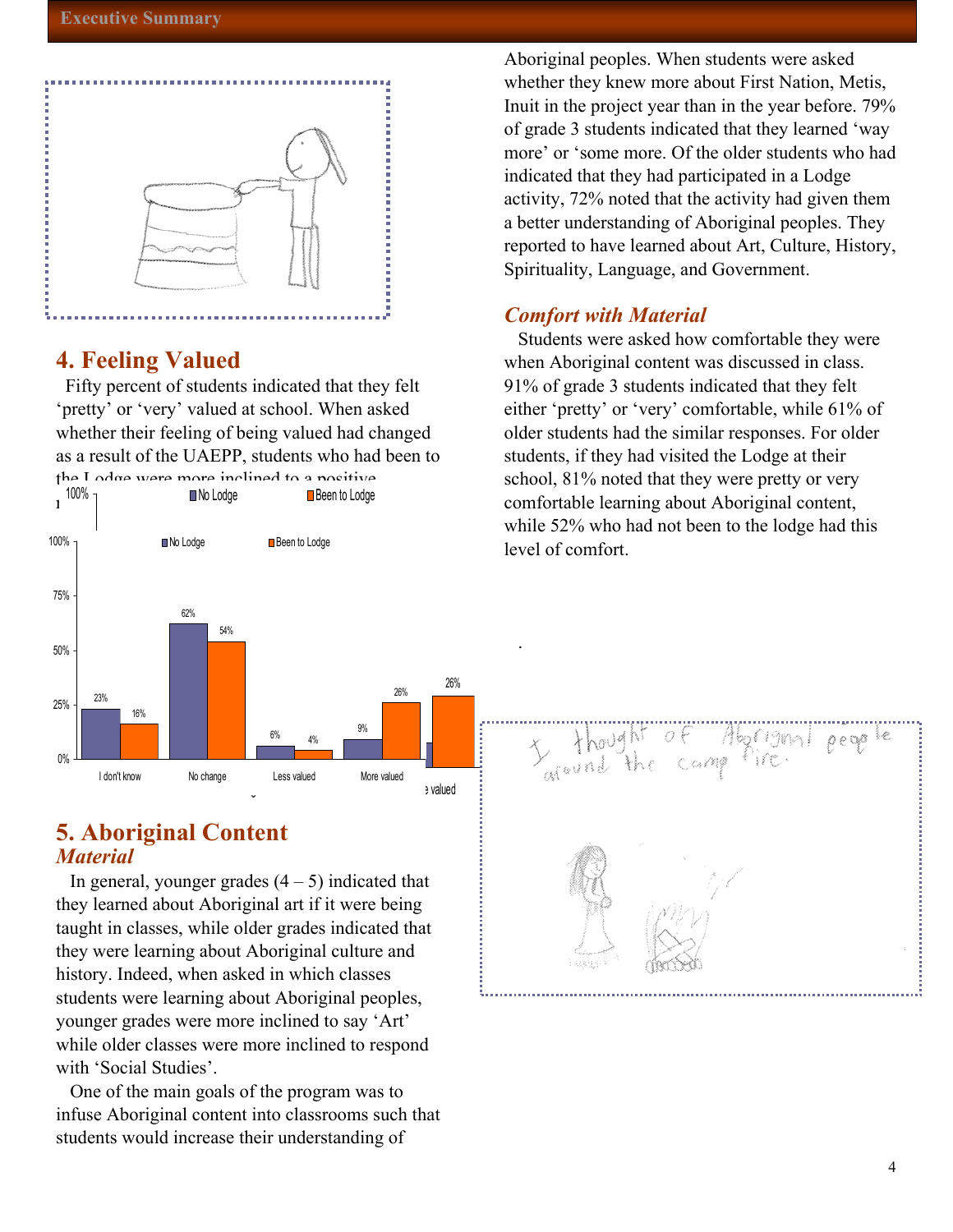## 4. Feeling Valued

Fifty percent of students indicated that they felt ‘pretty’ or ‘very’ valued at school. When asked whether their feeling of being valued had changed as a result of the UAEPP, students who had been to the Lodge were more inclined to a positive

| | I don't know | No change | Less valued | More valued | valued |
|---|---|---|---|---|---|
| No Lodge | 23% | 62% | 6% | 9% | |
| Been to Lodge | 16% | 54% | 4% | 26% | 26% |

## 5. Aboriginal Content

### *Material*

In general, younger grades (4 – 5) indicated that they learned about Aboriginal art if it were being taught in classes, while older grades indicated that they were learning about Aboriginal culture and history. Indeed, when asked in which classes students were learning about Aboriginal peoples, younger grades were more inclined to say ‘Art’ while older classes were more inclined to respond with ‘Social Studies’.

One of the main goals of the program was to infuse Aboriginal content into classrooms such that students would increase their understanding of Aboriginal peoples. When students were asked whether they knew more about First Nation, Metis, Inuit in the project year than in the year before. 79% of grade 3 students indicated that they learned ‘way more’ or ‘some more. Of the older students who had indicated that they had participated in a Lodge activity, 72% noted that the activity had given them a better understanding of Aboriginal peoples. They reported to have learned about Art, Culture, History, Spirituality, Language, and Government.

### *Comfort with Material*

Students were asked how comfortable they were when Aboriginal content was discussed in class. 91% of grade 3 students indicated that they felt either ‘pretty’ or ‘very’ comfortable, while 61% of older students had the similar responses. For older students, if they had visited the Lodge at their school, 81% noted that they were pretty or very comfortable learning about Aboriginal content, while 52% who had not been to the lodge had this level of comfort.

I thought of Aboriginal people around the camp fire.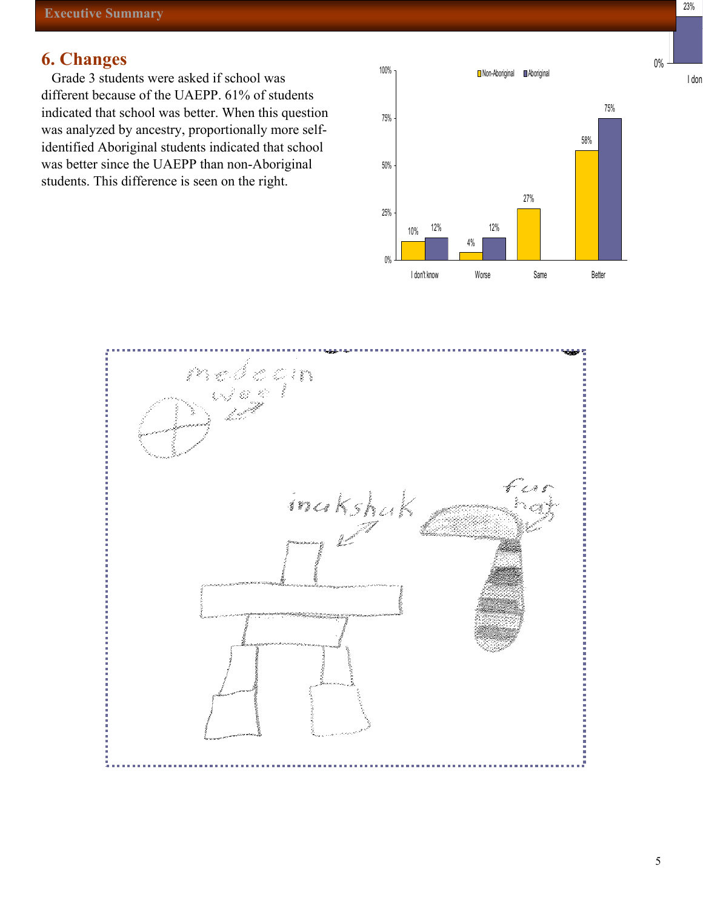## 6. Changes

Grade 3 students were asked if school was different because of the UAEPP. 61% of students indicated that school was better. When this question was analyzed by ancestry, proportionally more self-identified Aboriginal students indicated that school was better since the UAEPP than non-Aboriginal students. This difference is seen on the right.

Non-Aboriginal
Aboriginal

100%
75%
50%
25%
0%

10%
12%
4%
12%
27%
58%
75%

I don't know
Worse
Same
Better

medecin weel
inakshuk
fur hat